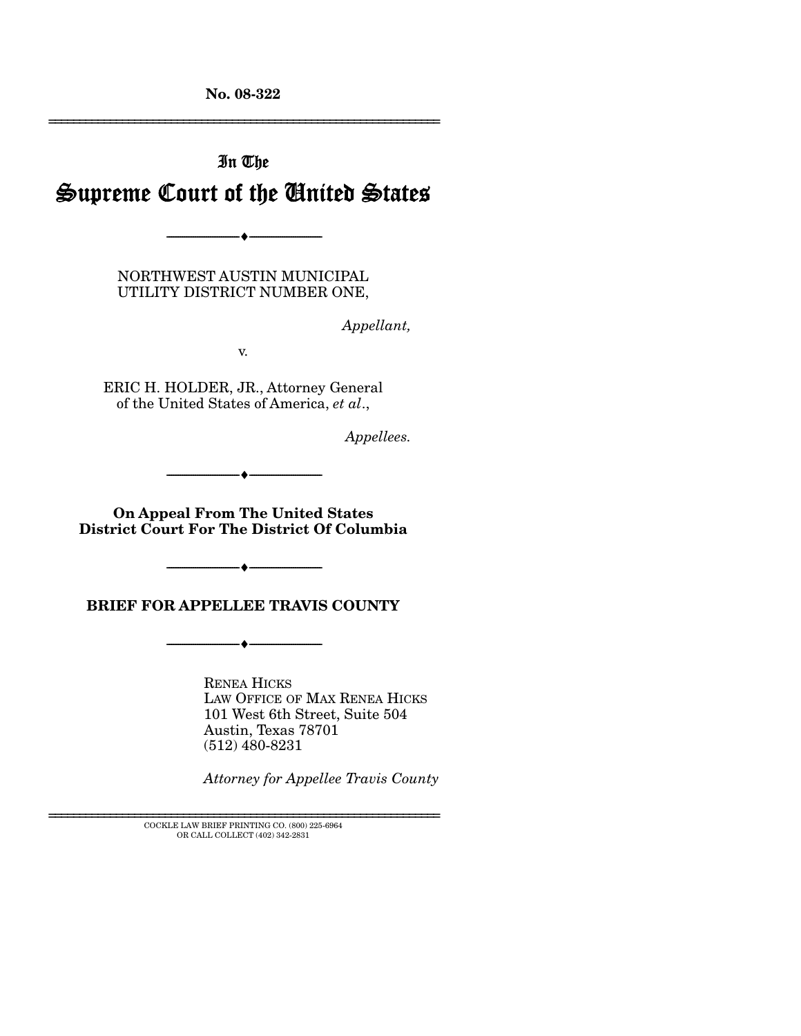No. 08-322

---

In The

# Supreme Court of the United States

---

NORTHWEST AUSTIN MUNICIPAL UTILITY DISTRICT NUMBER ONE,

*Appellant,*

v.

ERIC H. HOLDER, JR., Attorney General of the United States of America, *et al*.,

*Appellees.*

---

**On Appeal From The United States District Court For The District Of Columbia**

---

**BRIEF FOR APPELLEE TRAVIS COUNTY**

---

RENEA HICKS
LAW OFFICE OF MAX RENEA HICKS
101 West 6th Street, Suite 504
Austin, Texas 78701
(512) 480-8231

*Attorney for Appellee Travis County*

---

COCKLE LAW BRIEF PRINTING CO. (800) 225-6964
OR CALL COLLECT (402) 342-2831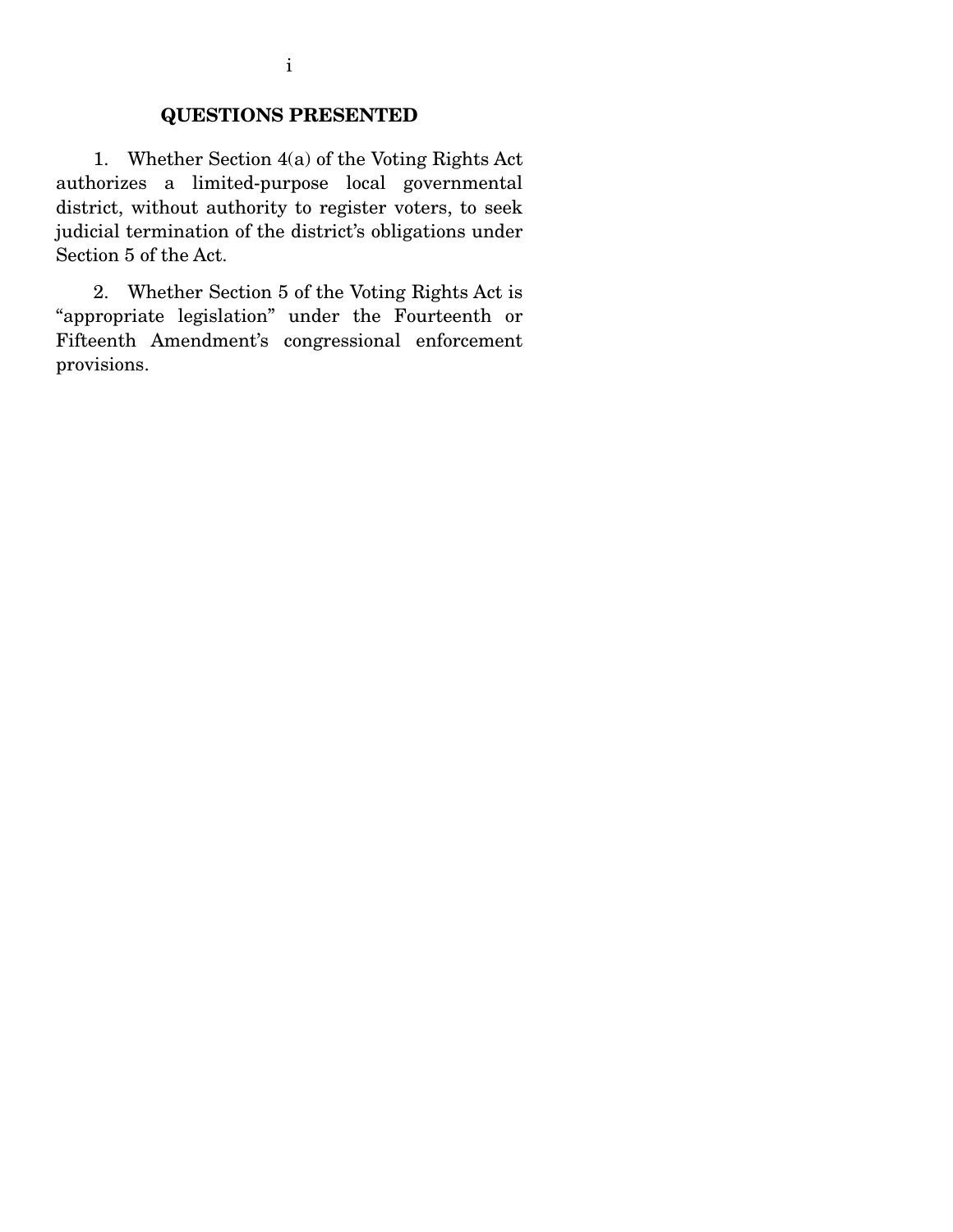## QUESTIONS PRESENTED

1. Whether Section 4(a) of the Voting Rights Act authorizes a limited-purpose local governmental district, without authority to register voters, to seek judicial termination of the district's obligations under Section 5 of the Act.

2. Whether Section 5 of the Voting Rights Act is "appropriate legislation" under the Fourteenth or Fifteenth Amendment's congressional enforcement provisions.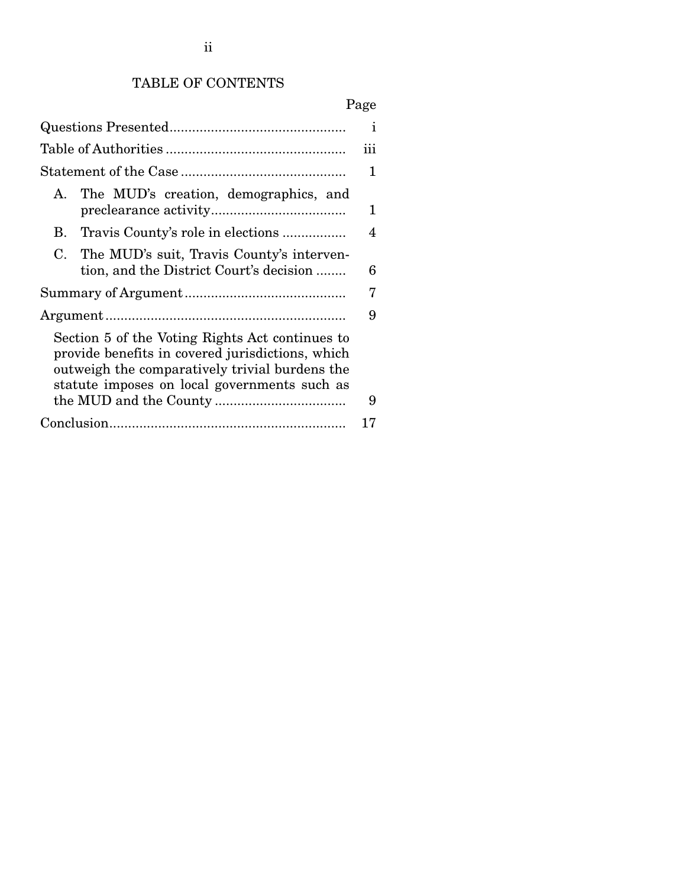## TABLE OF CONTENTS

| | Page |
|---|---|
| Questions Presented | i |
| Table of Authorities | iii |
| Statement of the Case | 1 |
| A. The MUD's creation, demographics, and preclearance activity | 1 |
| B. Travis County's role in elections | 4 |
| C. The MUD's suit, Travis County's intervention, and the District Court's decision | 6 |
| Summary of Argument | 7 |
| Argument | 9 |
| Section 5 of the Voting Rights Act continues to provide benefits in covered jurisdictions, which outweigh the comparatively trivial burdens the statute imposes on local governments such as the MUD and the County | 9 |
| Conclusion | 17 |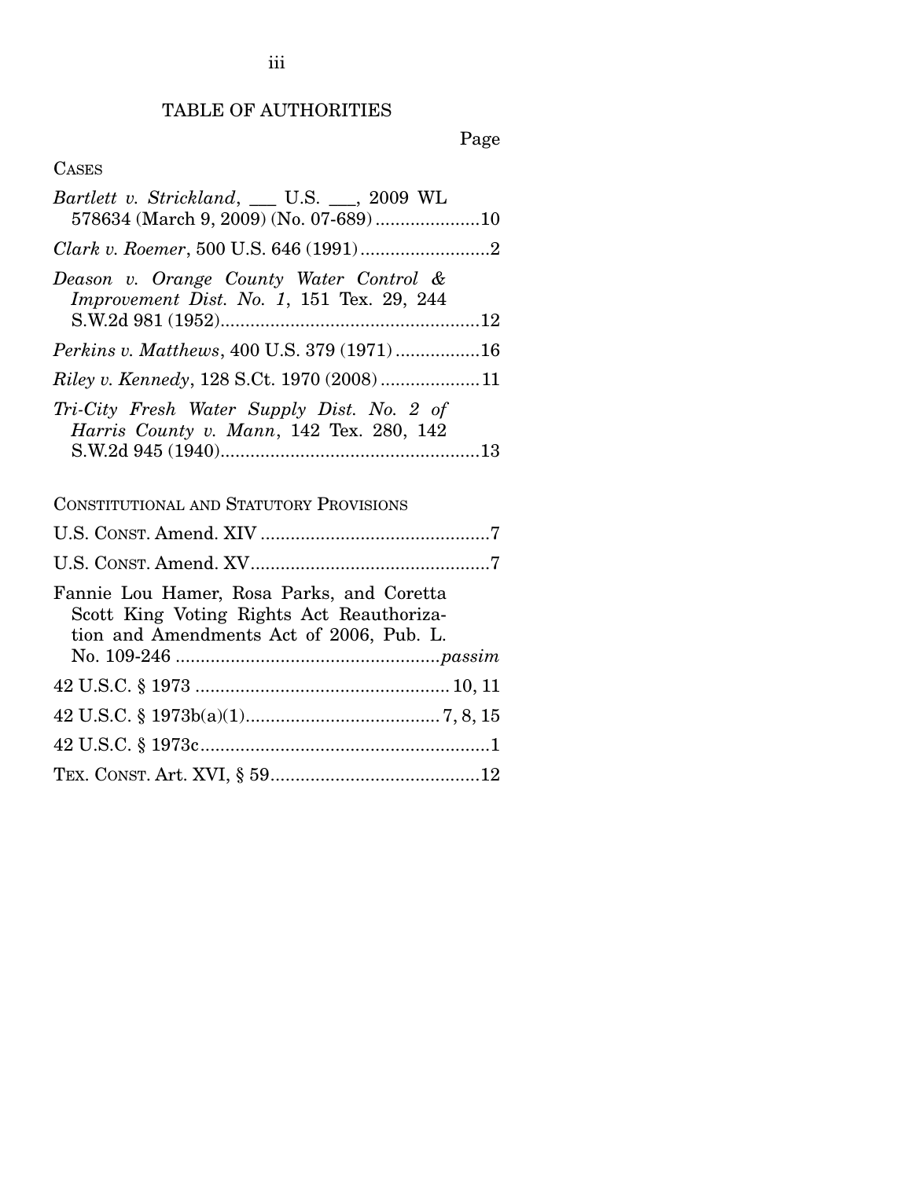# TABLE OF AUTHORITIES

Page

CASES

*Bartlett v. Strickland*, ___ U.S. ___, 2009 WL 578634 (March 9, 2009) (No. 07-689) .....................10

*Clark v. Roemer*, 500 U.S. 646 (1991) ..........................2

*Deason v. Orange County Water Control & Improvement Dist. No. 1*, 151 Tex. 29, 244 S.W.2d 981 (1952)....................................................12

*Perkins v. Matthews*, 400 U.S. 379 (1971) .................16

*Riley v. Kennedy*, 128 S.Ct. 1970 (2008) ....................11

*Tri-City Fresh Water Supply Dist. No. 2 of Harris County v. Mann*, 142 Tex. 280, 142 S.W.2d 945 (1940)....................................................13

CONSTITUTIONAL AND STATUTORY PROVISIONS

U.S. CONST. Amend. XIV ..............................................7

U.S. CONST. Amend. XV................................................7

Fannie Lou Hamer, Rosa Parks, and Coretta Scott King Voting Rights Act Reauthorization and Amendments Act of 2006, Pub. L. No. 109-246 ....................................................*passim*

42 U.S.C. § 1973 .................................................. 10, 11

42 U.S.C. § 1973b(a)(1)...................................... 7, 8, 15

42 U.S.C. § 1973c..........................................................1

TEX. CONST. Art. XVI, § 59..........................................12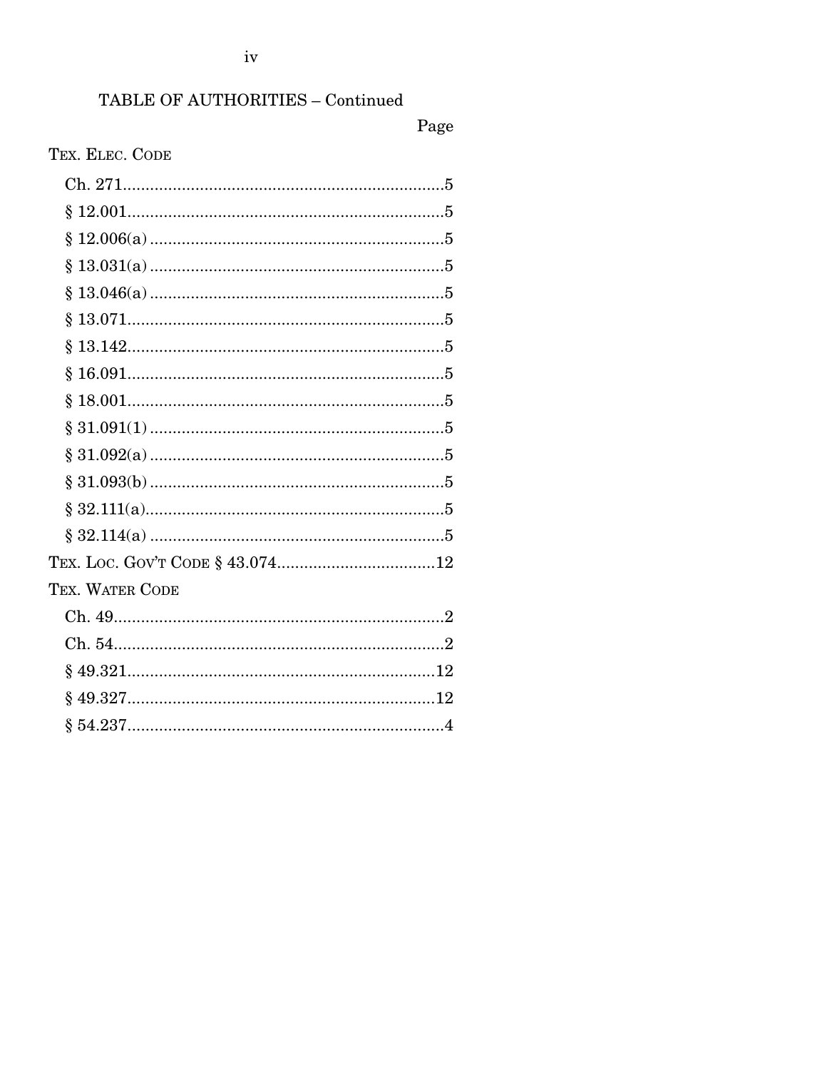TABLE OF AUTHORITIES – Continued

Page

TEX. ELEC. CODE

Ch. 271......................................................................5

§ 12.001......................................................................5

§ 12.006(a)..................................................................5

§ 13.031(a)..................................................................5

§ 13.046(a)..................................................................5

§ 13.071......................................................................5

§ 13.142......................................................................5

§ 16.091......................................................................5

§ 18.001......................................................................5

§ 31.091(1)..................................................................5

§ 31.092(a)..................................................................5

§ 31.093(b)..................................................................5

§ 32.111(a)..................................................................5

§ 32.114(a)..................................................................5

TEX. LOC. GOV'T CODE § 43.074...................................12

TEX. WATER CODE

Ch. 49.........................................................................2

Ch. 54.........................................................................2

§ 49.321....................................................................12

§ 49.327....................................................................12

§ 54.237......................................................................4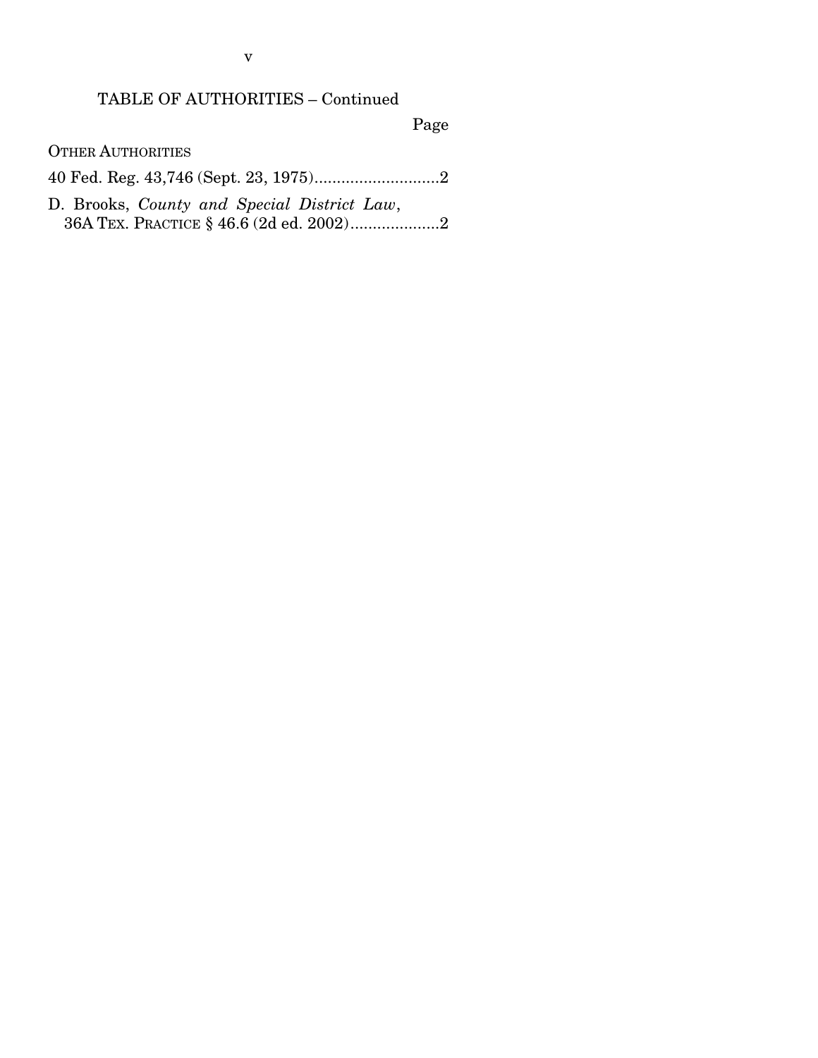## TABLE OF AUTHORITIES – Continued

Page

OTHER AUTHORITIES

40 Fed. Reg. 43,746 (Sept. 23, 1975)............................2

D. Brooks, *County and Special District Law*, 36A TEX. PRACTICE § 46.6 (2d ed. 2002)....................2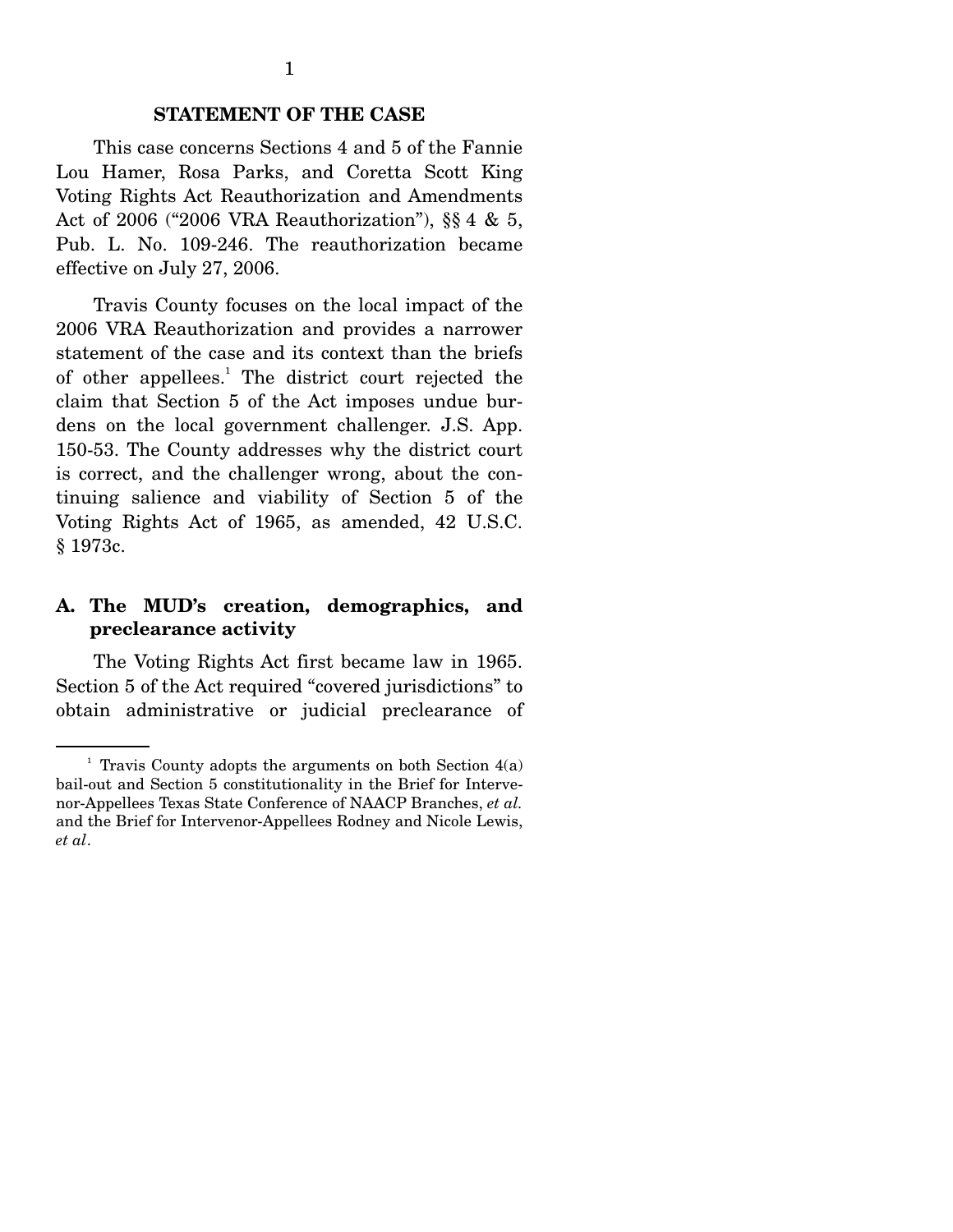## STATEMENT OF THE CASE

This case concerns Sections 4 and 5 of the Fannie Lou Hamer, Rosa Parks, and Coretta Scott King Voting Rights Act Reauthorization and Amendments Act of 2006 ("2006 VRA Reauthorization"), §§ 4 & 5, Pub. L. No. 109-246. The reauthorization became effective on July 27, 2006.

Travis County focuses on the local impact of the 2006 VRA Reauthorization and provides a narrower statement of the case and its context than the briefs of other appellees.[1] The district court rejected the claim that Section 5 of the Act imposes undue burdens on the local government challenger. J.S. App. 150-53. The County addresses why the district court is correct, and the challenger wrong, about the continuing salience and viability of Section 5 of the Voting Rights Act of 1965, as amended, 42 U.S.C. § 1973c.

### A. The MUD's creation, demographics, and preclearance activity

The Voting Rights Act first became law in 1965. Section 5 of the Act required "covered jurisdictions" to obtain administrative or judicial preclearance of

---

[1] Travis County adopts the arguments on both Section 4(a) bail-out and Section 5 constitutionality in the Brief for Intervenor-Appellees Texas State Conference of NAACP Branches, *et al.* and the Brief for Intervenor-Appellees Rodney and Nicole Lewis, *et al*.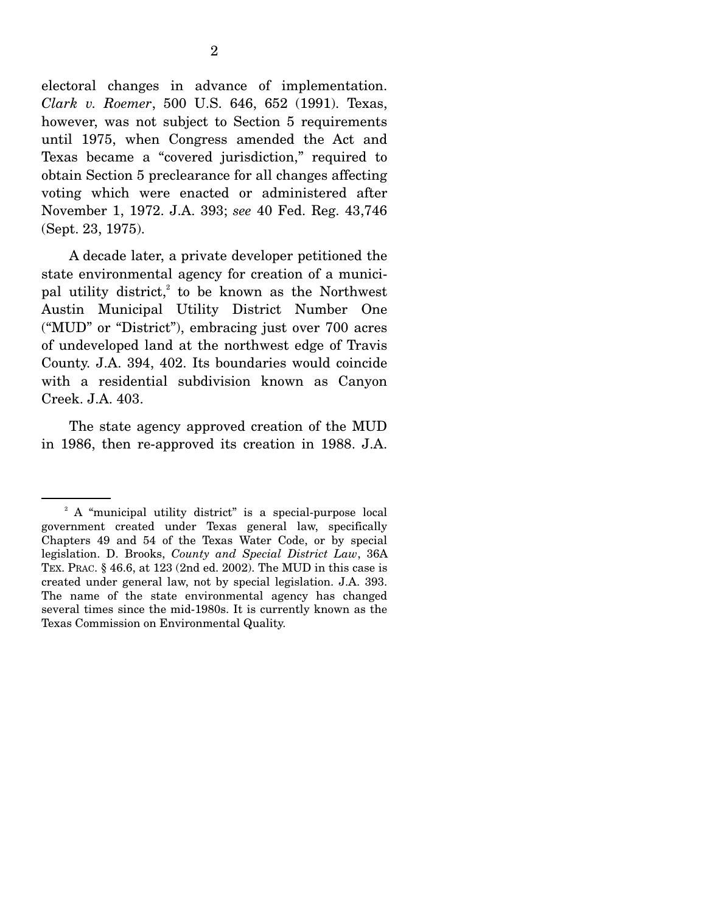electoral changes in advance of implementation. *Clark v. Roemer*, 500 U.S. 646, 652 (1991). Texas, however, was not subject to Section 5 requirements until 1975, when Congress amended the Act and Texas became a "covered jurisdiction," required to obtain Section 5 preclearance for all changes affecting voting which were enacted or administered after November 1, 1972. J.A. 393; *see* 40 Fed. Reg. 43,746 (Sept. 23, 1975).

A decade later, a private developer petitioned the state environmental agency for creation of a municipal utility district,[2] to be known as the Northwest Austin Municipal Utility District Number One ("MUD" or "District"), embracing just over 700 acres of undeveloped land at the northwest edge of Travis County. J.A. 394, 402. Its boundaries would coincide with a residential subdivision known as Canyon Creek. J.A. 403.

The state agency approved creation of the MUD in 1986, then re-approved its creation in 1988. J.A.

---

[2] A "municipal utility district" is a special-purpose local government created under Texas general law, specifically Chapters 49 and 54 of the Texas Water Code, or by special legislation. D. Brooks, *County and Special District Law*, 36A TEX. PRAC. § 46.6, at 123 (2nd ed. 2002). The MUD in this case is created under general law, not by special legislation. J.A. 393. The name of the state environmental agency has changed several times since the mid-1980s. It is currently known as the Texas Commission on Environmental Quality.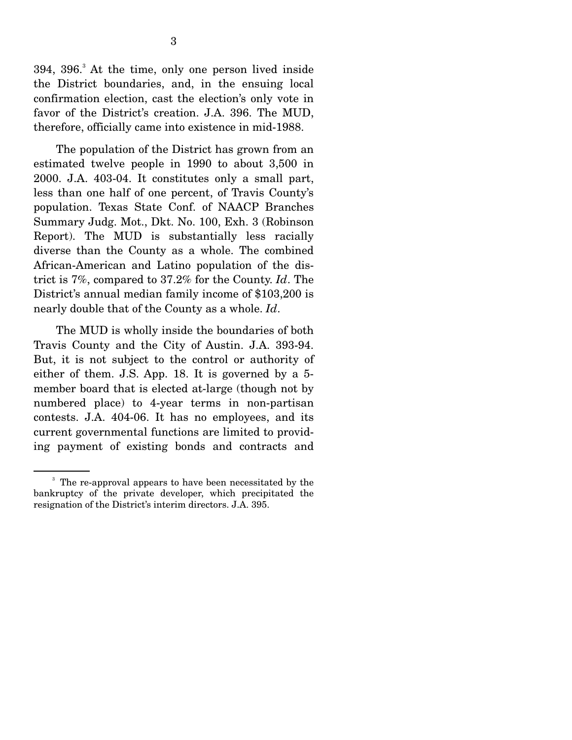394, 396.[3] At the time, only one person lived inside the District boundaries, and, in the ensuing local confirmation election, cast the election's only vote in favor of the District's creation. J.A. 396. The MUD, therefore, officially came into existence in mid-1988.

The population of the District has grown from an estimated twelve people in 1990 to about 3,500 in 2000. J.A. 403-04. It constitutes only a small part, less than one half of one percent, of Travis County's population. Texas State Conf. of NAACP Branches Summary Judg. Mot., Dkt. No. 100, Exh. 3 (Robinson Report). The MUD is substantially less racially diverse than the County as a whole. The combined African-American and Latino population of the district is 7%, compared to 37.2% for the County. *Id*. The District's annual median family income of $103,200 is nearly double that of the County as a whole. *Id*.

The MUD is wholly inside the boundaries of both Travis County and the City of Austin. J.A. 393-94. But, it is not subject to the control or authority of either of them. J.S. App. 18. It is governed by a 5-member board that is elected at-large (though not by numbered place) to 4-year terms in non-partisan contests. J.A. 404-06. It has no employees, and its current governmental functions are limited to providing payment of existing bonds and contracts and

---

[3] The re-approval appears to have been necessitated by the bankruptcy of the private developer, which precipitated the resignation of the District's interim directors. J.A. 395.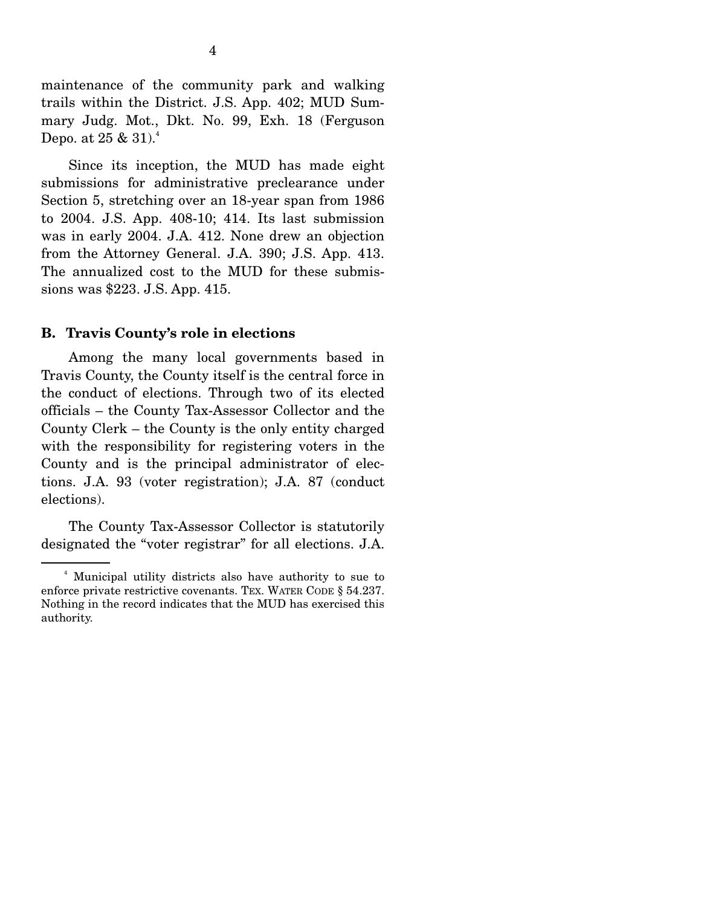maintenance of the community park and walking trails within the District. J.S. App. 402; MUD Summary Judg. Mot., Dkt. No. 99, Exh. 18 (Ferguson Depo. at 25 & 31).[4]

Since its inception, the MUD has made eight submissions for administrative preclearance under Section 5, stretching over an 18-year span from 1986 to 2004. J.S. App. 408-10; 414. Its last submission was in early 2004. J.A. 412. None drew an objection from the Attorney General. J.A. 390; J.S. App. 413. The annualized cost to the MUD for these submissions was $223. J.S. App. 415.

### B. Travis County's role in elections

Among the many local governments based in Travis County, the County itself is the central force in the conduct of elections. Through two of its elected officials – the County Tax-Assessor Collector and the County Clerk – the County is the only entity charged with the responsibility for registering voters in the County and is the principal administrator of elections. J.A. 93 (voter registration); J.A. 87 (conduct elections).

The County Tax-Assessor Collector is statutorily designated the "voter registrar" for all elections. J.A.

---

[4] Municipal utility districts also have authority to sue to enforce private restrictive covenants. TEX. WATER CODE § 54.237. Nothing in the record indicates that the MUD has exercised this authority.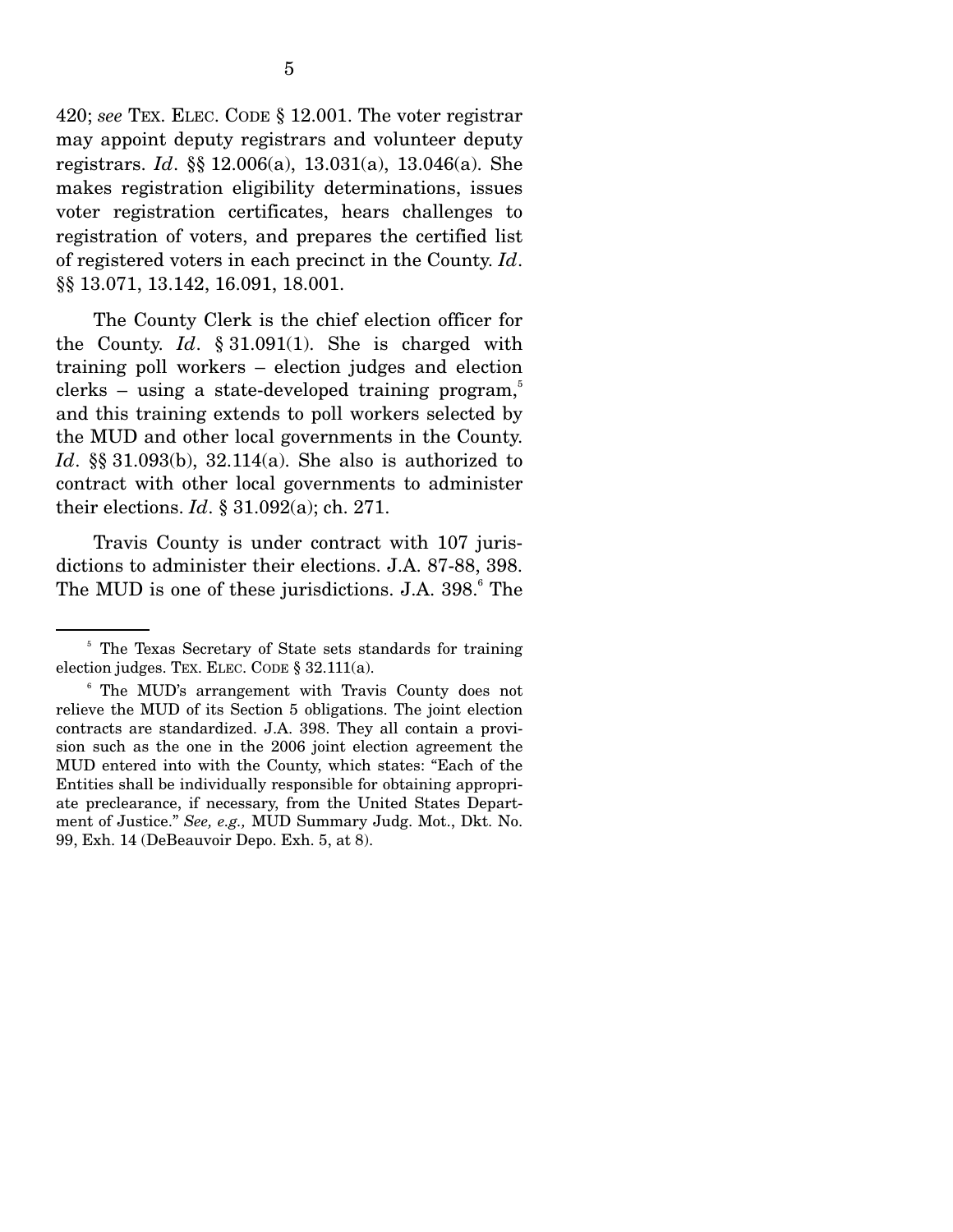420; *see* TEX. ELEC. CODE § 12.001. The voter registrar may appoint deputy registrars and volunteer deputy registrars. *Id*. §§ 12.006(a), 13.031(a), 13.046(a). She makes registration eligibility determinations, issues voter registration certificates, hears challenges to registration of voters, and prepares the certified list of registered voters in each precinct in the County. *Id*. §§ 13.071, 13.142, 16.091, 18.001.

The County Clerk is the chief election officer for the County. *Id*. § 31.091(1). She is charged with training poll workers – election judges and election clerks – using a state-developed training program,[5] and this training extends to poll workers selected by the MUD and other local governments in the County. *Id*. §§ 31.093(b), 32.114(a). She also is authorized to contract with other local governments to administer their elections. *Id*. § 31.092(a); ch. 271.

Travis County is under contract with 107 jurisdictions to administer their elections. J.A. 87-88, 398. The MUD is one of these jurisdictions. J.A. 398.[6] The

---

[5] The Texas Secretary of State sets standards for training election judges. TEX. ELEC. CODE § 32.111(a).

[6] The MUD's arrangement with Travis County does not relieve the MUD of its Section 5 obligations. The joint election contracts are standardized. J.A. 398. They all contain a provision such as the one in the 2006 joint election agreement the MUD entered into with the County, which states: "Each of the Entities shall be individually responsible for obtaining appropriate preclearance, if necessary, from the United States Department of Justice." *See, e.g.,* MUD Summary Judg. Mot., Dkt. No. 99, Exh. 14 (DeBeauvoir Depo. Exh. 5, at 8).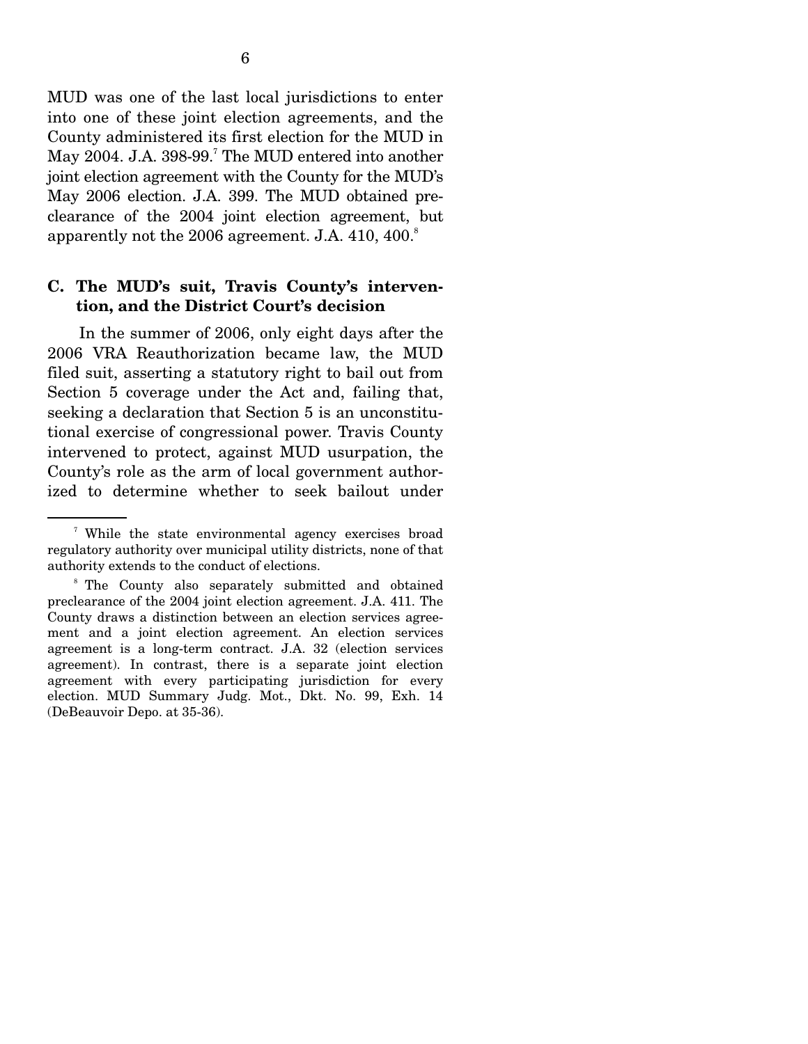MUD was one of the last local jurisdictions to enter into one of these joint election agreements, and the County administered its first election for the MUD in May 2004. J.A. 398-99.[7] The MUD entered into another joint election agreement with the County for the MUD's May 2006 election. J.A. 399. The MUD obtained preclearance of the 2004 joint election agreement, but apparently not the 2006 agreement. J.A. 410, 400.[8]

### C. The MUD's suit, Travis County's intervention, and the District Court's decision

In the summer of 2006, only eight days after the 2006 VRA Reauthorization became law, the MUD filed suit, asserting a statutory right to bail out from Section 5 coverage under the Act and, failing that, seeking a declaration that Section 5 is an unconstitutional exercise of congressional power. Travis County intervened to protect, against MUD usurpation, the County's role as the arm of local government authorized to determine whether to seek bailout under

---

[7] While the state environmental agency exercises broad regulatory authority over municipal utility districts, none of that authority extends to the conduct of elections.

[8] The County also separately submitted and obtained preclearance of the 2004 joint election agreement. J.A. 411. The County draws a distinction between an election services agreement and a joint election agreement. An election services agreement is a long-term contract. J.A. 32 (election services agreement). In contrast, there is a separate joint election agreement with every participating jurisdiction for every election. MUD Summary Judg. Mot., Dkt. No. 99, Exh. 14 (DeBeauvoir Depo. at 35-36).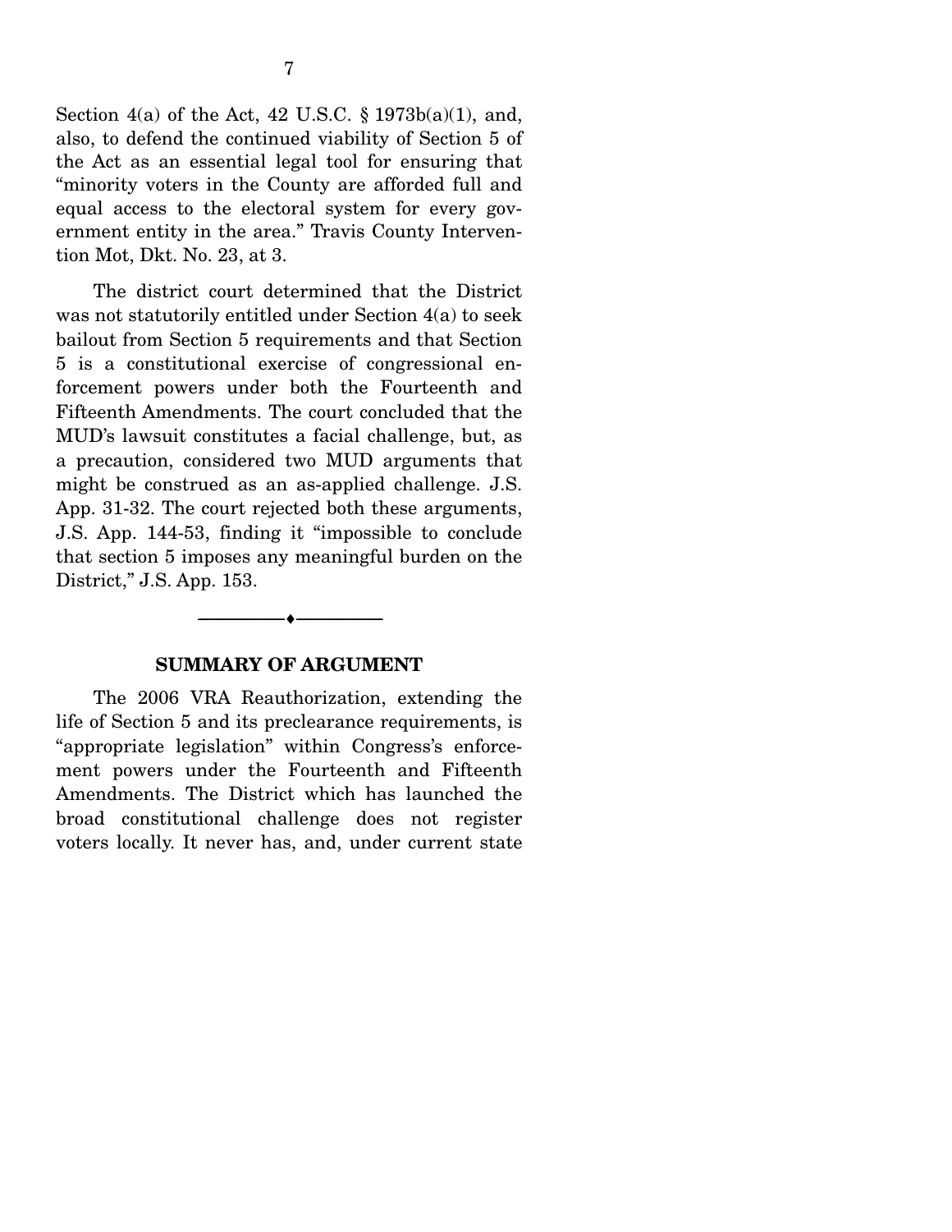Section 4(a) of the Act, 42 U.S.C. § 1973b(a)(1), and, also, to defend the continued viability of Section 5 of the Act as an essential legal tool for ensuring that "minority voters in the County are afforded full and equal access to the electoral system for every government entity in the area." Travis County Intervention Mot, Dkt. No. 23, at 3.

The district court determined that the District was not statutorily entitled under Section 4(a) to seek bailout from Section 5 requirements and that Section 5 is a constitutional exercise of congressional enforcement powers under both the Fourteenth and Fifteenth Amendments. The court concluded that the MUD's lawsuit constitutes a facial challenge, but, as a precaution, considered two MUD arguments that might be construed as an as-applied challenge. J.S. App. 31-32. The court rejected both these arguments, J.S. App. 144-53, finding it "impossible to conclude that section 5 imposes any meaningful burden on the District," J.S. App. 153.

---

## SUMMARY OF ARGUMENT

The 2006 VRA Reauthorization, extending the life of Section 5 and its preclearance requirements, is "appropriate legislation" within Congress's enforcement powers under the Fourteenth and Fifteenth Amendments. The District which has launched the broad constitutional challenge does not register voters locally. It never has, and, under current state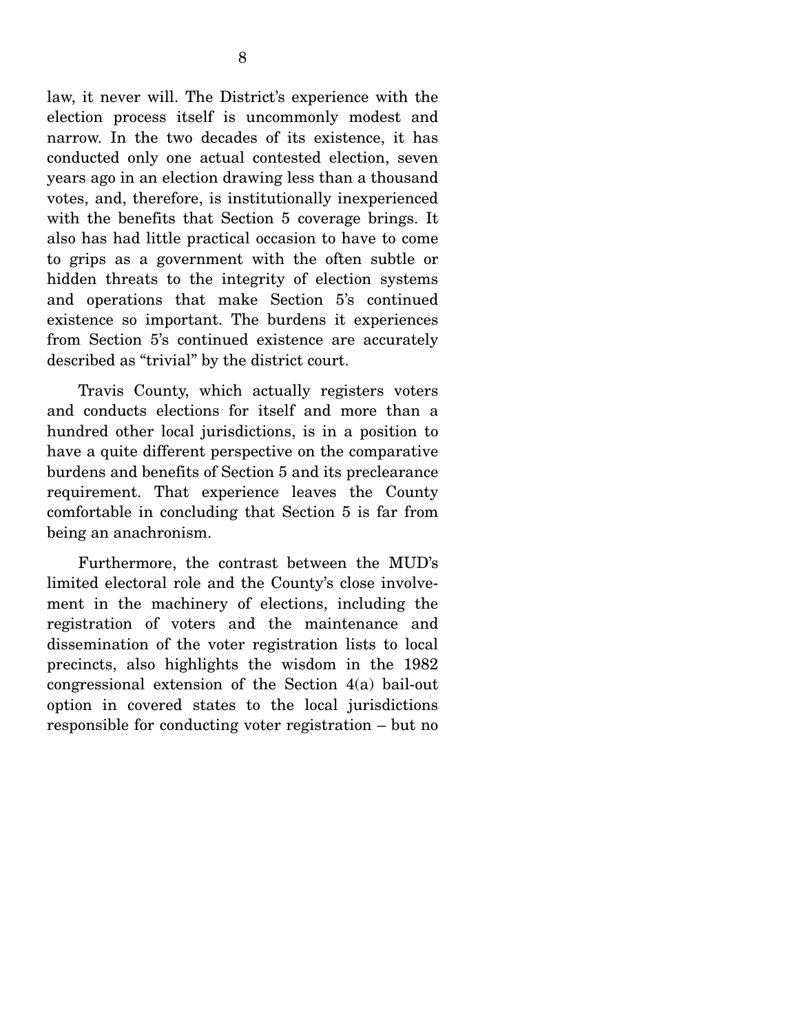law, it never will. The District's experience with the election process itself is uncommonly modest and narrow. In the two decades of its existence, it has conducted only one actual contested election, seven years ago in an election drawing less than a thousand votes, and, therefore, is institutionally inexperienced with the benefits that Section 5 coverage brings. It also has had little practical occasion to have to come to grips as a government with the often subtle or hidden threats to the integrity of election systems and operations that make Section 5's continued existence so important. The burdens it experiences from Section 5's continued existence are accurately described as "trivial" by the district court.

Travis County, which actually registers voters and conducts elections for itself and more than a hundred other local jurisdictions, is in a position to have a quite different perspective on the comparative burdens and benefits of Section 5 and its preclearance requirement. That experience leaves the County comfortable in concluding that Section 5 is far from being an anachronism.

Furthermore, the contrast between the MUD's limited electoral role and the County's close involvement in the machinery of elections, including the registration of voters and the maintenance and dissemination of the voter registration lists to local precincts, also highlights the wisdom in the 1982 congressional extension of the Section 4(a) bail-out option in covered states to the local jurisdictions responsible for conducting voter registration – but no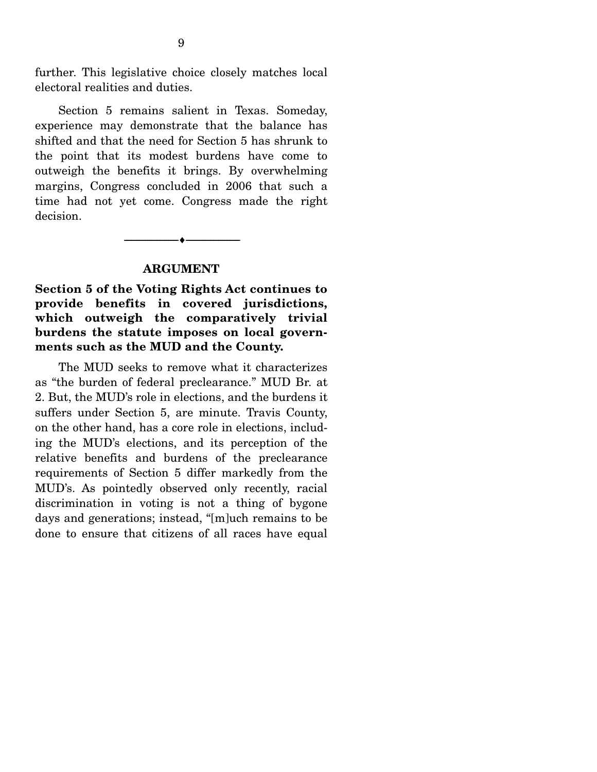further. This legislative choice closely matches local electoral realities and duties.

Section 5 remains salient in Texas. Someday, experience may demonstrate that the balance has shifted and that the need for Section 5 has shrunk to the point that its modest burdens have come to outweigh the benefits it brings. By overwhelming margins, Congress concluded in 2006 that such a time had not yet come. Congress made the right decision.

---

## ARGUMENT

**Section 5 of the Voting Rights Act continues to provide benefits in covered jurisdictions, which outweigh the comparatively trivial burdens the statute imposes on local governments such as the MUD and the County.**

The MUD seeks to remove what it characterizes as "the burden of federal preclearance." MUD Br. at 2. But, the MUD's role in elections, and the burdens it suffers under Section 5, are minute. Travis County, on the other hand, has a core role in elections, including the MUD's elections, and its perception of the relative benefits and burdens of the preclearance requirements of Section 5 differ markedly from the MUD's. As pointedly observed only recently, racial discrimination in voting is not a thing of bygone days and generations; instead, "[m]uch remains to be done to ensure that citizens of all races have equal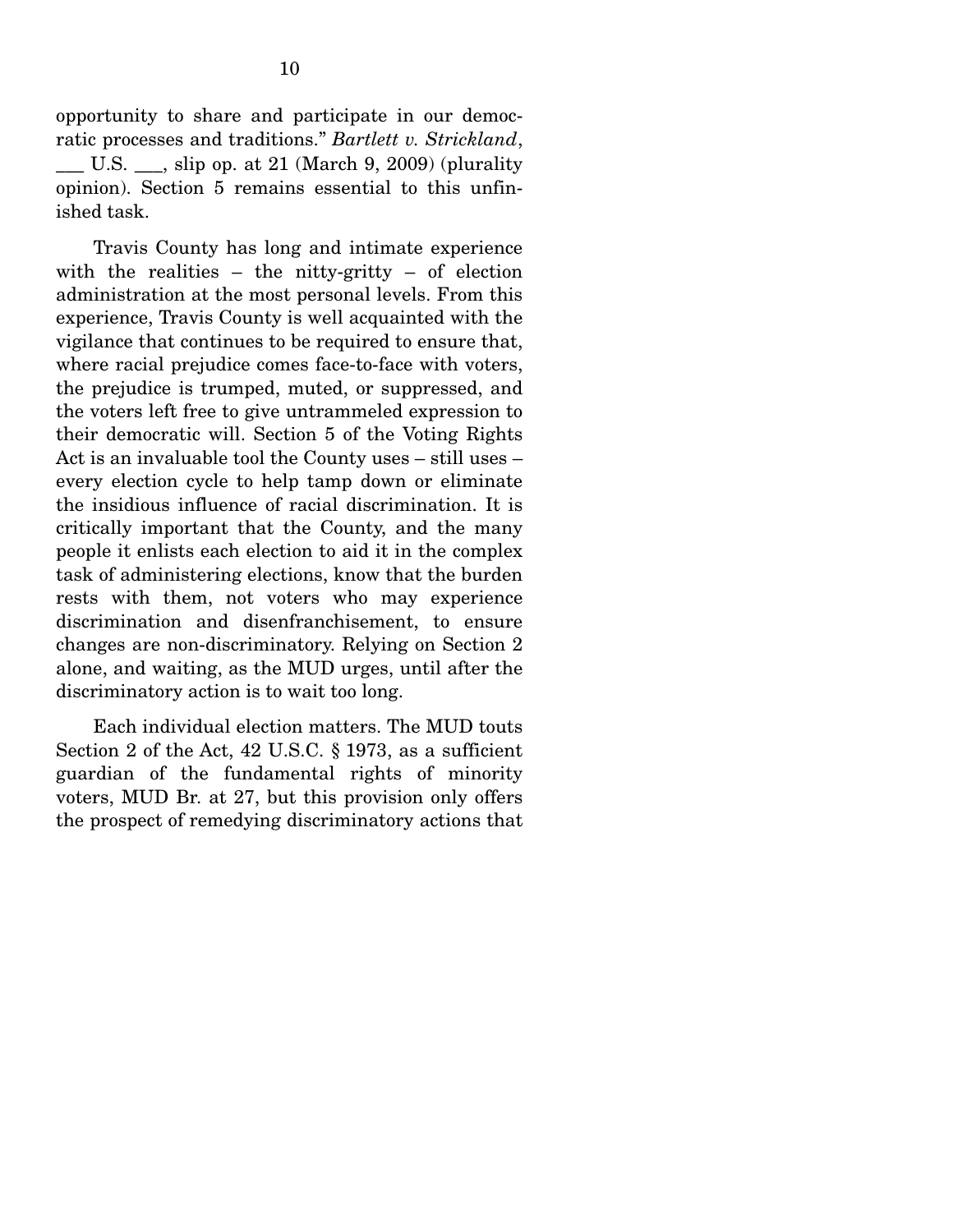opportunity to share and participate in our democratic processes and traditions." *Bartlett v. Strickland*, ___ U.S. ___, slip op. at 21 (March 9, 2009) (plurality opinion). Section 5 remains essential to this unfinished task.

Travis County has long and intimate experience with the realities – the nitty-gritty – of election administration at the most personal levels. From this experience, Travis County is well acquainted with the vigilance that continues to be required to ensure that, where racial prejudice comes face-to-face with voters, the prejudice is trumped, muted, or suppressed, and the voters left free to give untrammeled expression to their democratic will. Section 5 of the Voting Rights Act is an invaluable tool the County uses – still uses – every election cycle to help tamp down or eliminate the insidious influence of racial discrimination. It is critically important that the County, and the many people it enlists each election to aid it in the complex task of administering elections, know that the burden rests with them, not voters who may experience discrimination and disenfranchisement, to ensure changes are non-discriminatory. Relying on Section 2 alone, and waiting, as the MUD urges, until after the discriminatory action is to wait too long.

Each individual election matters. The MUD touts Section 2 of the Act, 42 U.S.C. § 1973, as a sufficient guardian of the fundamental rights of minority voters, MUD Br. at 27, but this provision only offers the prospect of remedying discriminatory actions that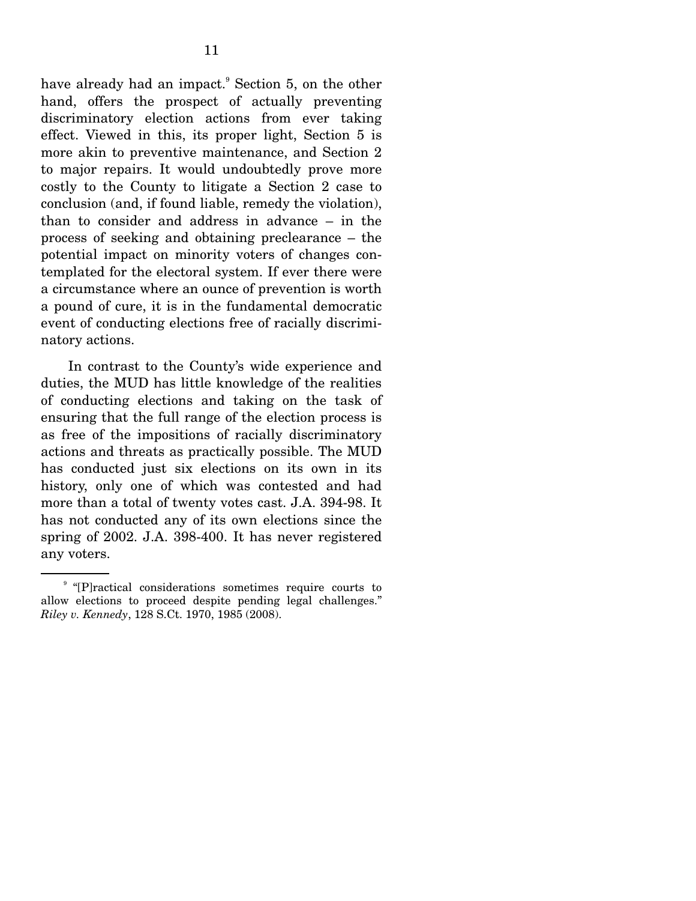have already had an impact.[9] Section 5, on the other hand, offers the prospect of actually preventing discriminatory election actions from ever taking effect. Viewed in this, its proper light, Section 5 is more akin to preventive maintenance, and Section 2 to major repairs. It would undoubtedly prove more costly to the County to litigate a Section 2 case to conclusion (and, if found liable, remedy the violation), than to consider and address in advance – in the process of seeking and obtaining preclearance – the potential impact on minority voters of changes contemplated for the electoral system. If ever there were a circumstance where an ounce of prevention is worth a pound of cure, it is in the fundamental democratic event of conducting elections free of racially discriminatory actions.

In contrast to the County's wide experience and duties, the MUD has little knowledge of the realities of conducting elections and taking on the task of ensuring that the full range of the election process is as free of the impositions of racially discriminatory actions and threats as practically possible. The MUD has conducted just six elections on its own in its history, only one of which was contested and had more than a total of twenty votes cast. J.A. 394-98. It has not conducted any of its own elections since the spring of 2002. J.A. 398-400. It has never registered any voters.

---

[9] "[P]ractical considerations sometimes require courts to allow elections to proceed despite pending legal challenges." *Riley v. Kennedy*, 128 S.Ct. 1970, 1985 (2008).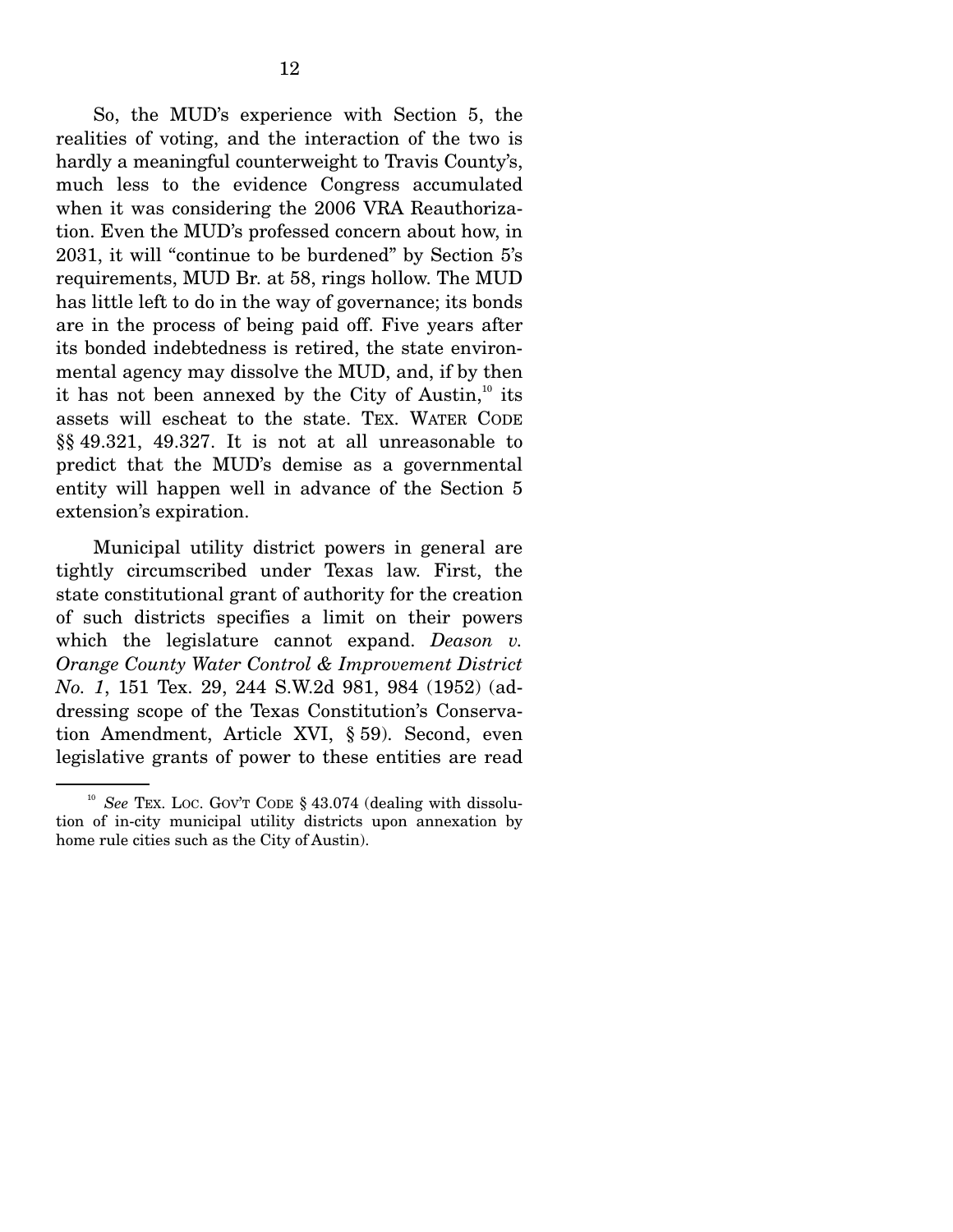So, the MUD's experience with Section 5, the realities of voting, and the interaction of the two is hardly a meaningful counterweight to Travis County's, much less to the evidence Congress accumulated when it was considering the 2006 VRA Reauthorization. Even the MUD's professed concern about how, in 2031, it will "continue to be burdened" by Section 5's requirements, MUD Br. at 58, rings hollow. The MUD has little left to do in the way of governance; its bonds are in the process of being paid off. Five years after its bonded indebtedness is retired, the state environmental agency may dissolve the MUD, and, if by then it has not been annexed by the City of Austin,[10] its assets will escheat to the state. TEX. WATER CODE §§ 49.321, 49.327. It is not at all unreasonable to predict that the MUD's demise as a governmental entity will happen well in advance of the Section 5 extension's expiration.

Municipal utility district powers in general are tightly circumscribed under Texas law. First, the state constitutional grant of authority for the creation of such districts specifies a limit on their powers which the legislature cannot expand. *Deason v. Orange County Water Control & Improvement District No. 1*, 151 Tex. 29, 244 S.W.2d 981, 984 (1952) (addressing scope of the Texas Constitution's Conservation Amendment, Article XVI, § 59). Second, even legislative grants of power to these entities are read

[10] *See* TEX. LOC. GOV'T CODE § 43.074 (dealing with dissolution of in-city municipal utility districts upon annexation by home rule cities such as the City of Austin).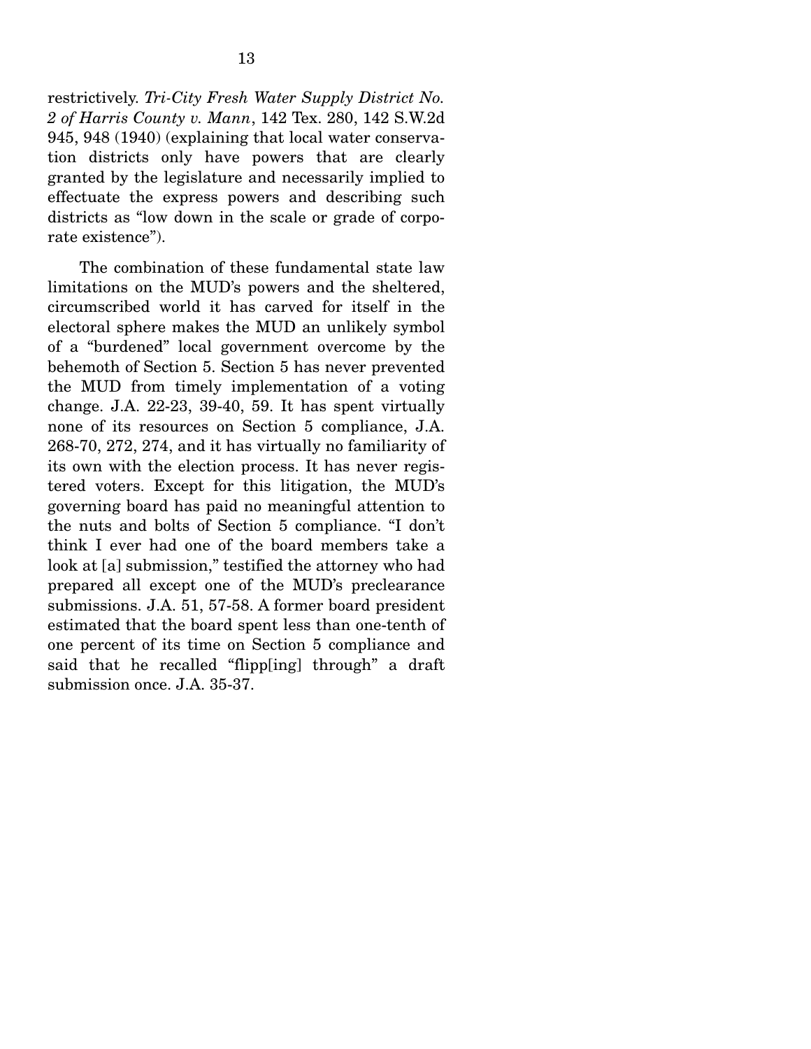restrictively. *Tri-City Fresh Water Supply District No. 2 of Harris County v. Mann*, 142 Tex. 280, 142 S.W.2d 945, 948 (1940) (explaining that local water conservation districts only have powers that are clearly granted by the legislature and necessarily implied to effectuate the express powers and describing such districts as "low down in the scale or grade of corporate existence").

The combination of these fundamental state law limitations on the MUD's powers and the sheltered, circumscribed world it has carved for itself in the electoral sphere makes the MUD an unlikely symbol of a "burdened" local government overcome by the behemoth of Section 5. Section 5 has never prevented the MUD from timely implementation of a voting change. J.A. 22-23, 39-40, 59. It has spent virtually none of its resources on Section 5 compliance, J.A. 268-70, 272, 274, and it has virtually no familiarity of its own with the election process. It has never registered voters. Except for this litigation, the MUD's governing board has paid no meaningful attention to the nuts and bolts of Section 5 compliance. "I don't think I ever had one of the board members take a look at [a] submission," testified the attorney who had prepared all except one of the MUD's preclearance submissions. J.A. 51, 57-58. A former board president estimated that the board spent less than one-tenth of one percent of its time on Section 5 compliance and said that he recalled "flipp[ing] through" a draft submission once. J.A. 35-37.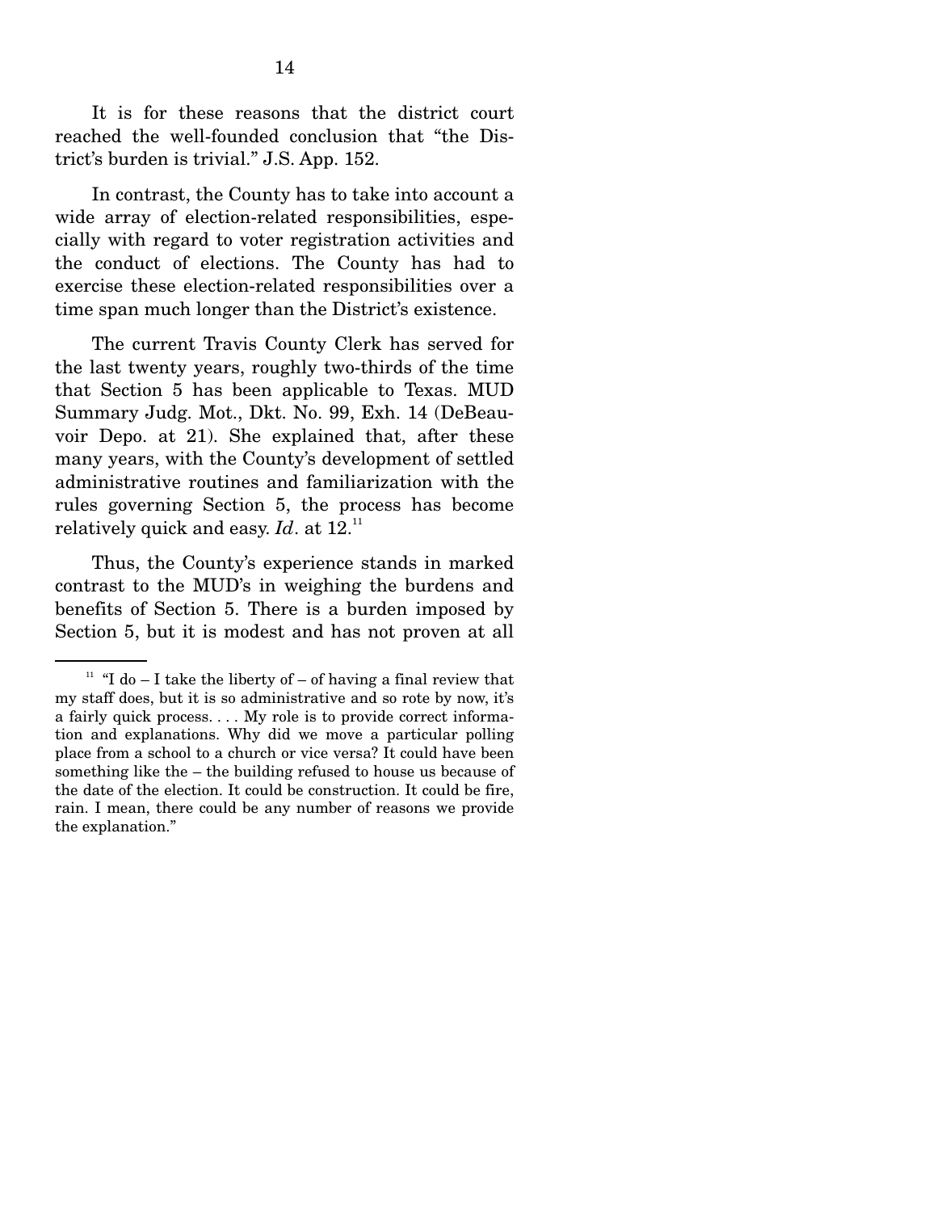It is for these reasons that the district court reached the well-founded conclusion that "the District's burden is trivial." J.S. App. 152.

In contrast, the County has to take into account a wide array of election-related responsibilities, especially with regard to voter registration activities and the conduct of elections. The County has had to exercise these election-related responsibilities over a time span much longer than the District's existence.

The current Travis County Clerk has served for the last twenty years, roughly two-thirds of the time that Section 5 has been applicable to Texas. MUD Summary Judg. Mot., Dkt. No. 99, Exh. 14 (DeBeauvoir Depo. at 21). She explained that, after these many years, with the County's development of settled administrative routines and familiarization with the rules governing Section 5, the process has become relatively quick and easy. *Id*. at 12.[11]

Thus, the County's experience stands in marked contrast to the MUD's in weighing the burdens and benefits of Section 5. There is a burden imposed by Section 5, but it is modest and has not proven at all

---

[11] "I do – I take the liberty of – of having a final review that my staff does, but it is so administrative and so rote by now, it's a fairly quick process. . . . My role is to provide correct information and explanations. Why did we move a particular polling place from a school to a church or vice versa? It could have been something like the – the building refused to house us because of the date of the election. It could be construction. It could be fire, rain. I mean, there could be any number of reasons we provide the explanation."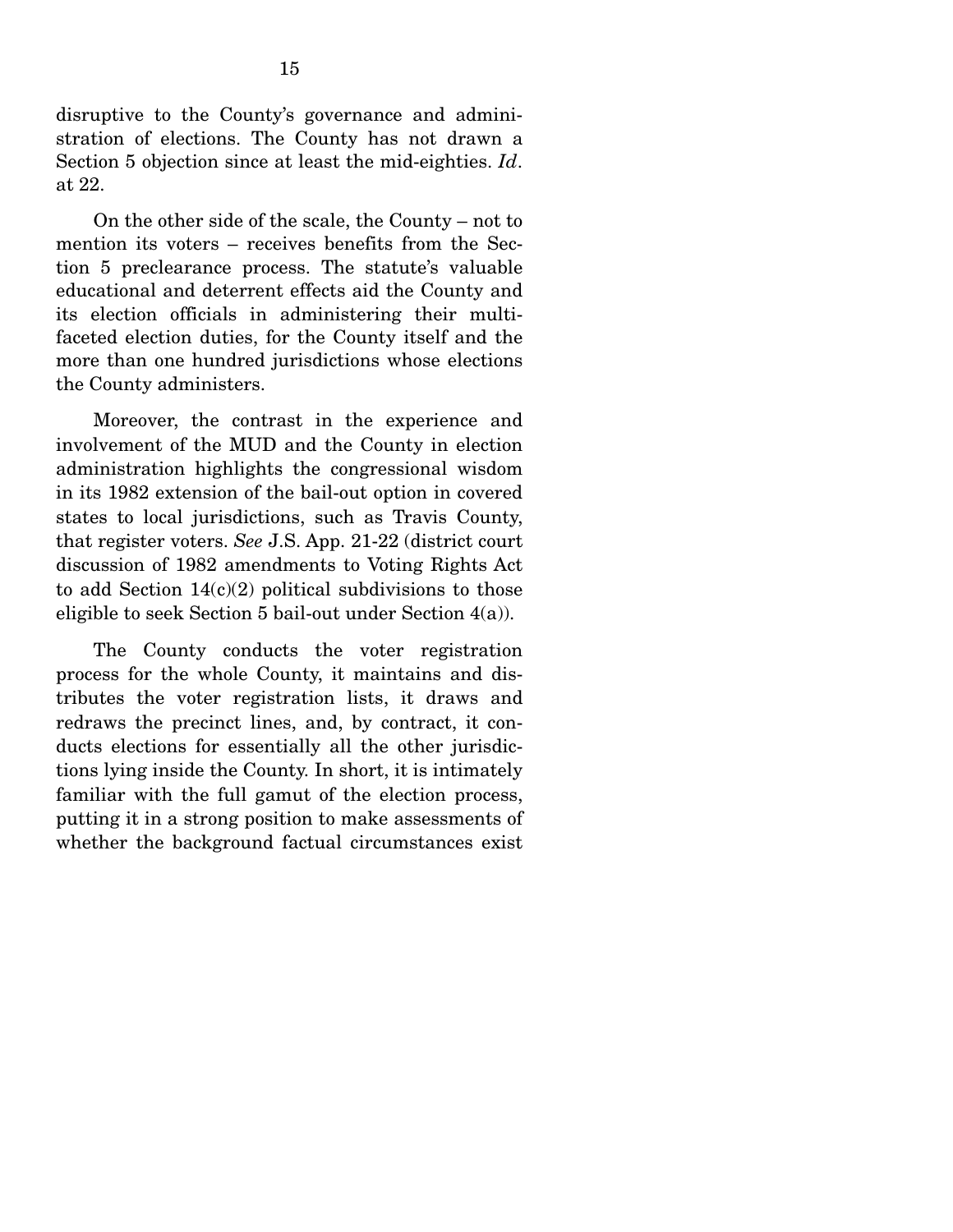disruptive to the County's governance and administration of elections. The County has not drawn a Section 5 objection since at least the mid-eighties. *Id*. at 22.

On the other side of the scale, the County – not to mention its voters – receives benefits from the Section 5 preclearance process. The statute's valuable educational and deterrent effects aid the County and its election officials in administering their multifaceted election duties, for the County itself and the more than one hundred jurisdictions whose elections the County administers.

Moreover, the contrast in the experience and involvement of the MUD and the County in election administration highlights the congressional wisdom in its 1982 extension of the bail-out option in covered states to local jurisdictions, such as Travis County, that register voters. *See* J.S. App. 21-22 (district court discussion of 1982 amendments to Voting Rights Act to add Section 14(c)(2) political subdivisions to those eligible to seek Section 5 bail-out under Section 4(a)).

The County conducts the voter registration process for the whole County, it maintains and distributes the voter registration lists, it draws and redraws the precinct lines, and, by contract, it conducts elections for essentially all the other jurisdictions lying inside the County. In short, it is intimately familiar with the full gamut of the election process, putting it in a strong position to make assessments of whether the background factual circumstances exist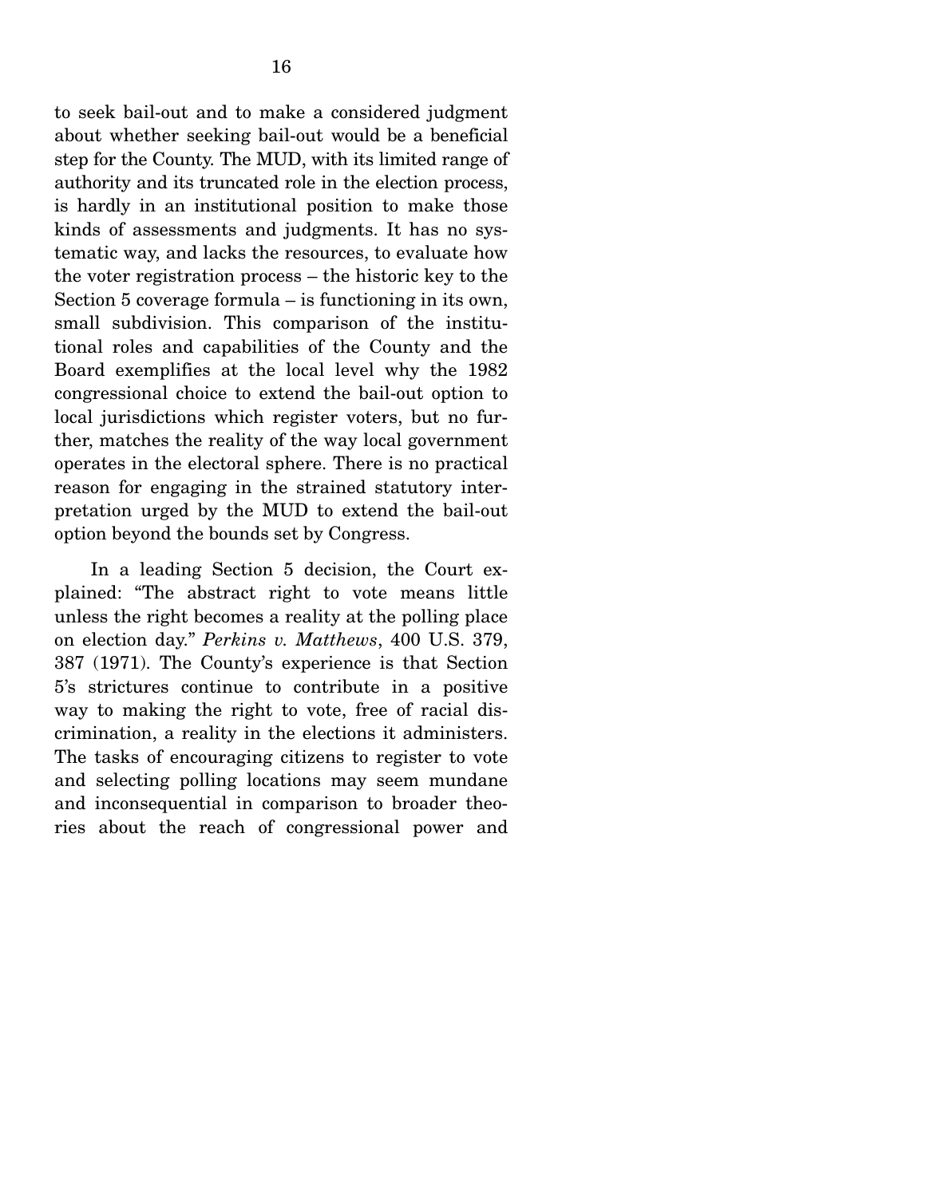to seek bail-out and to make a considered judgment about whether seeking bail-out would be a beneficial step for the County. The MUD, with its limited range of authority and its truncated role in the election process, is hardly in an institutional position to make those kinds of assessments and judgments. It has no systematic way, and lacks the resources, to evaluate how the voter registration process – the historic key to the Section 5 coverage formula – is functioning in its own, small subdivision. This comparison of the institutional roles and capabilities of the County and the Board exemplifies at the local level why the 1982 congressional choice to extend the bail-out option to local jurisdictions which register voters, but no further, matches the reality of the way local government operates in the electoral sphere. There is no practical reason for engaging in the strained statutory interpretation urged by the MUD to extend the bail-out option beyond the bounds set by Congress.

In a leading Section 5 decision, the Court explained: "The abstract right to vote means little unless the right becomes a reality at the polling place on election day." *Perkins v. Matthews*, 400 U.S. 379, 387 (1971). The County's experience is that Section 5's strictures continue to contribute in a positive way to making the right to vote, free of racial discrimination, a reality in the elections it administers. The tasks of encouraging citizens to register to vote and selecting polling locations may seem mundane and inconsequential in comparison to broader theories about the reach of congressional power and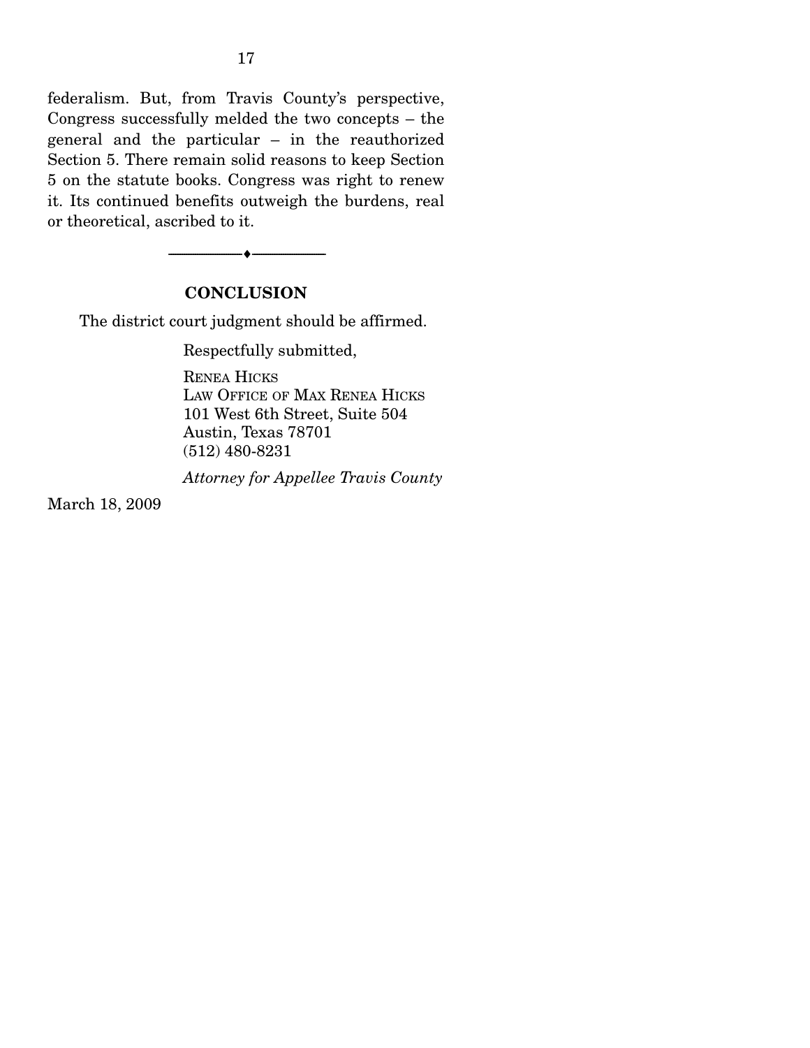federalism. But, from Travis County's perspective, Congress successfully melded the two concepts – the general and the particular – in the reauthorized Section 5. There remain solid reasons to keep Section 5 on the statute books. Congress was right to renew it. Its continued benefits outweigh the burdens, real or theoretical, ascribed to it.

## CONCLUSION

The district court judgment should be affirmed.

Respectfully submitted,

RENEA HICKS
LAW OFFICE OF MAX RENEA HICKS
101 West 6th Street, Suite 504
Austin, Texas 78701
(512) 480-8231

*Attorney for Appellee Travis County*

March 18, 2009